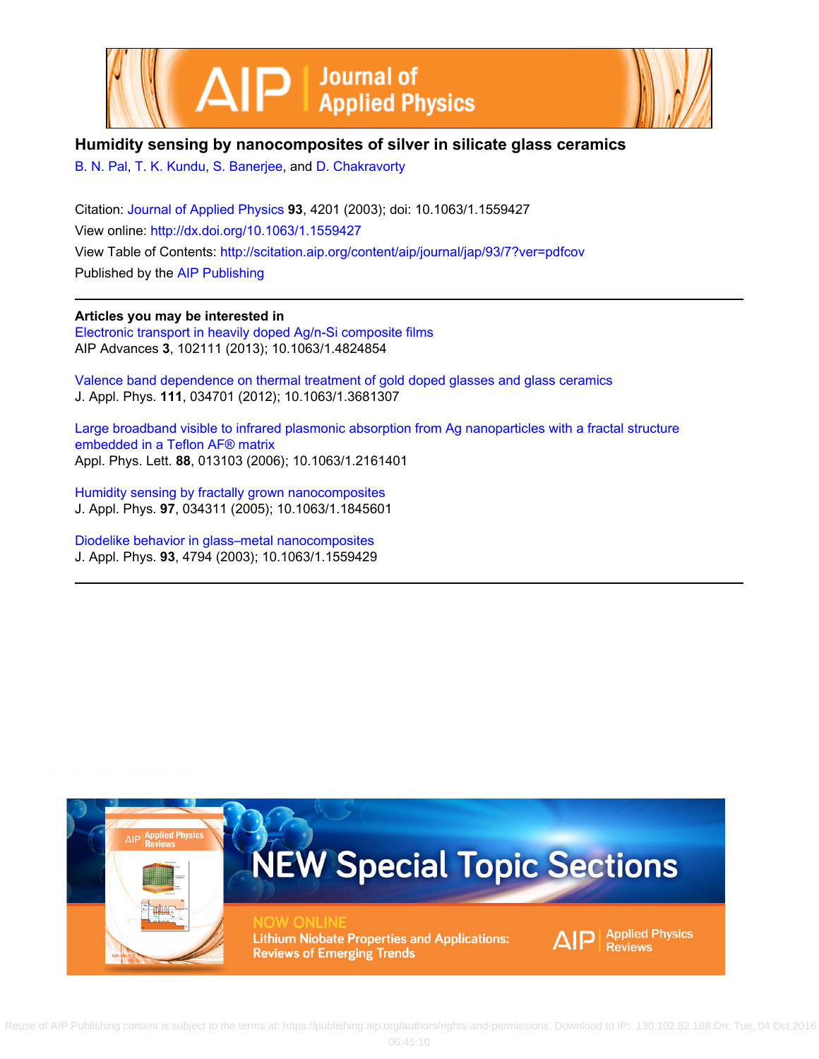# Humidity sensing by nanocomposites of silver in silicate glass ceramics

B. N. Pal, T. K. Kundu, S. Banerjee, and D. Chakravorty

Citation: Journal of Applied Physics **93**, 4201 (2003); doi: 10.1063/1.1559427

View online: http://dx.doi.org/10.1063/1.1559427

View Table of Contents: http://scitation.aip.org/content/aip/journal/jap/93/7?ver=pdfcov

Published by the AIP Publishing

---

**Articles you may be interested in**

Electronic transport in heavily doped Ag/n-Si composite films
AIP Advances **3**, 102111 (2013); 10.1063/1.4824854

Valence band dependence on thermal treatment of gold doped glasses and glass ceramics
J. Appl. Phys. **111**, 034701 (2012); 10.1063/1.3681307

Large broadband visible to infrared plasmonic absorption from Ag nanoparticles with a fractal structure embedded in a Teflon AF® matrix
Appl. Phys. Lett. **88**, 013103 (2006); 10.1063/1.2161401

Humidity sensing by fractally grown nanocomposites
J. Appl. Phys. **97**, 034311 (2005); 10.1063/1.1845601

Diodelike behavior in glass–metal nanocomposites
J. Appl. Phys. **93**, 4794 (2003); 10.1063/1.1559429

---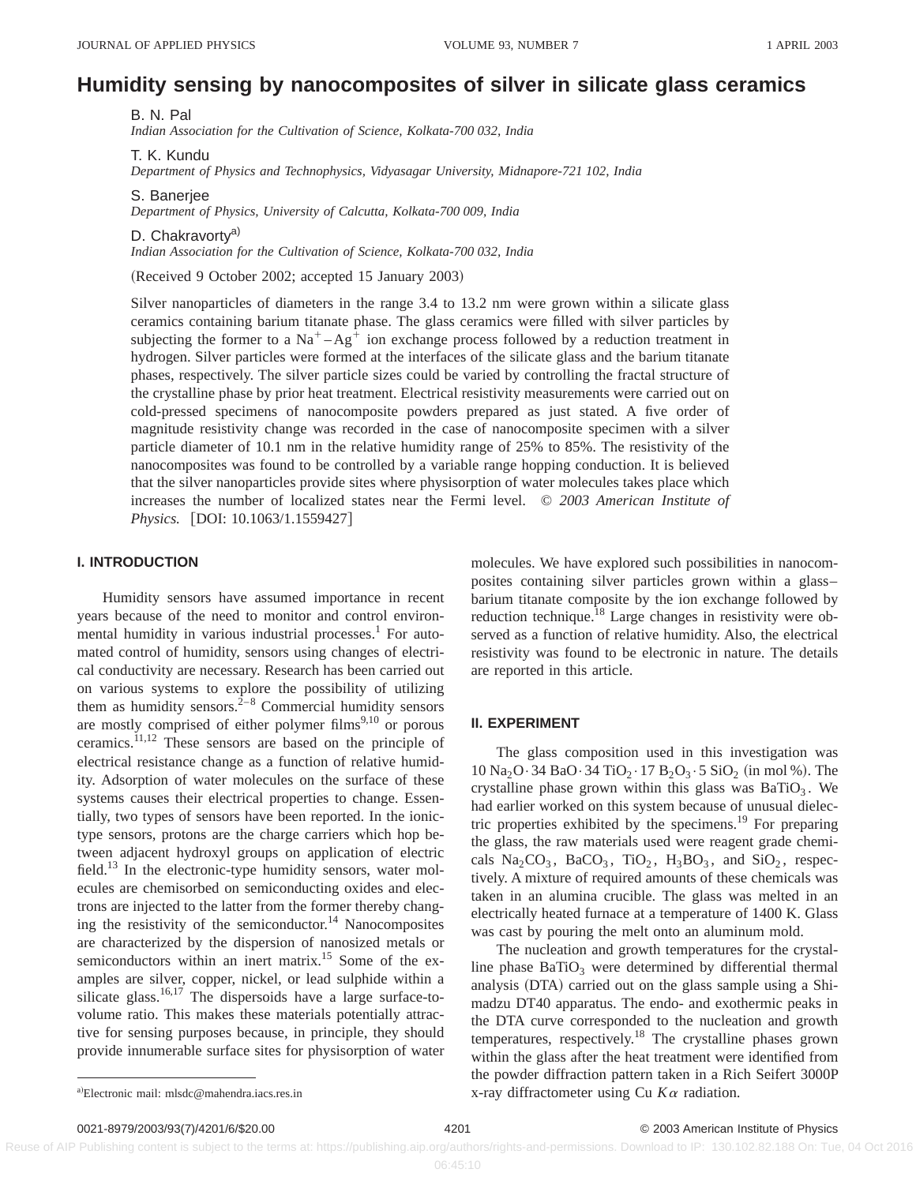# Humidity sensing by nanocomposites of silver in silicate glass ceramics

B. N. Pal
*Indian Association for the Cultivation of Science, Kolkata-700 032, India*

T. K. Kundu
*Department of Physics and Technophysics, Vidyasagar University, Midnapore-721 102, India*

S. Banerjee
*Department of Physics, University of Calcutta, Kolkata-700 009, India*

D. Chakravorty[a]
*Indian Association for the Cultivation of Science, Kolkata-700 032, India*

(Received 9 October 2002; accepted 15 January 2003)

Silver nanoparticles of diameters in the range 3.4 to 13.2 nm were grown within a silicate glass ceramics containing barium titanate phase. The glass ceramics were filled with silver particles by subjecting the former to a $Na^+-Ag^+$ ion exchange process followed by a reduction treatment in hydrogen. Silver particles were formed at the interfaces of the silicate glass and the barium titanate phases, respectively. The silver particle sizes could be varied by controlling the fractal structure of the crystalline phase by prior heat treatment. Electrical resistivity measurements were carried out on cold-pressed specimens of nanocomposite powders prepared as just stated. A five order of magnitude resistivity change was recorded in the case of nanocomposite specimen with a silver particle diameter of 10.1 nm in the relative humidity range of 25% to 85%. The resistivity of the nanocomposites was found to be controlled by a variable range hopping conduction. It is believed that the silver nanoparticles provide sites where physisorption of water molecules takes place which increases the number of localized states near the Fermi level. © *2003 American Institute of Physics.* [DOI: 10.1063/1.1559427]

## I. INTRODUCTION

Humidity sensors have assumed importance in recent years because of the need to monitor and control environmental humidity in various industrial processes.[1] For automated control of humidity, sensors using changes of electrical conductivity are necessary. Research has been carried out on various systems to explore the possibility of utilizing them as humidity sensors.[2–8] Commercial humidity sensors are mostly comprised of either polymer films[9,10] or porous ceramics.[11,12] These sensors are based on the principle of electrical resistance change as a function of relative humidity. Adsorption of water molecules on the surface of these systems causes their electrical properties to change. Essentially, two types of sensors have been reported. In the ionic-type sensors, protons are the charge carriers which hop between adjacent hydroxyl groups on application of electric field.[13] In the electronic-type humidity sensors, water molecules are chemisorbed on semiconducting oxides and electrons are injected to the latter from the former thereby changing the resistivity of the semiconductor.[14] Nanocomposites are characterized by the dispersion of nanosized metals or semiconductors within an inert matrix.[15] Some of the examples are silver, copper, nickel, or lead sulphide within a silicate glass.[16,17] The dispersoids have a large surface-to-volume ratio. This makes these materials potentially attractive for sensing purposes because, in principle, they should provide innumerable surface sites for physisorption of water molecules. We have explored such possibilities in nanocomposites containing silver particles grown within a glass–barium titanate composite by the ion exchange followed by reduction technique.[18] Large changes in resistivity were observed as a function of relative humidity. Also, the electrical resistivity was found to be electronic in nature. The details are reported in this article.

## II. EXPERIMENT

The glass composition used in this investigation was $10\,Na_2O\cdot 34\,BaO\cdot 34\,TiO_2\cdot 17\,B_2O_3\cdot 5\,SiO_2$ (in mol %). The crystalline phase grown within this glass was $BaTiO_3$. We had earlier worked on this system because of unusual dielectric properties exhibited by the specimens.[19] For preparing the glass, the raw materials used were reagent grade chemicals $Na_2CO_3$, $BaCO_3$, $TiO_2$, $H_3BO_3$, and $SiO_2$, respectively. A mixture of required amounts of these chemicals was taken in an alumina crucible. The glass was melted in an electrically heated furnace at a temperature of 1400 K. Glass was cast by pouring the melt onto an aluminum mold.

The nucleation and growth temperatures for the crystalline phase $BaTiO_3$ were determined by differential thermal analysis (DTA) carried out on the glass sample using a Shimadzu DT40 apparatus. The endo- and exothermic peaks in the DTA curve corresponded to the nucleation and growth temperatures, respectively.[18] The crystalline phases grown within the glass after the heat treatment were identified from the powder diffraction pattern taken in a Rich Seifert 3000P x-ray diffractometer using Cu $K\alpha$ radiation.

[a]Electronic mail: mlsdc@mahendra.iacs.res.in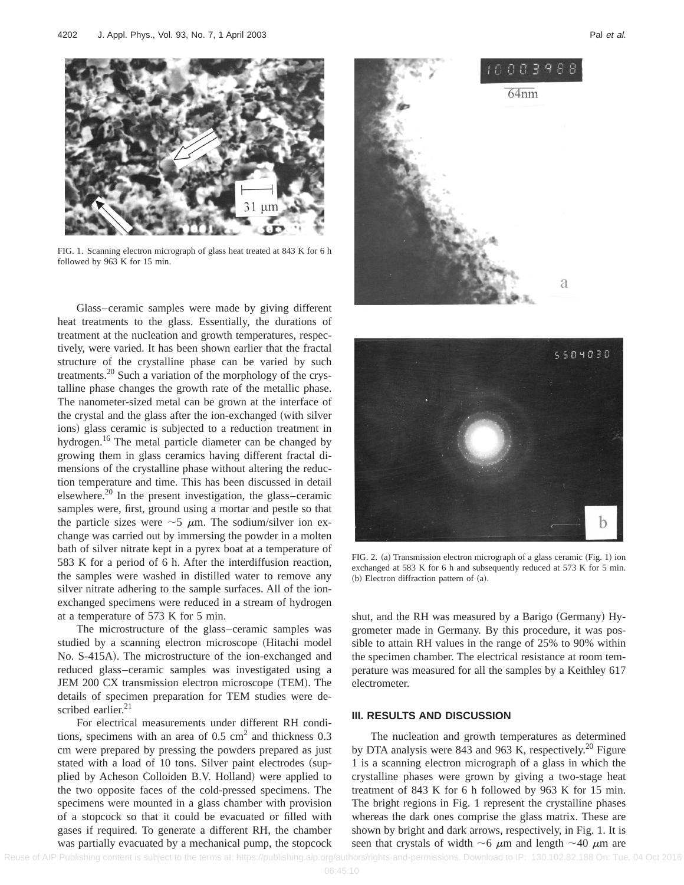FIG. 1. Scanning electron micrograph of glass heat treated at 843 K for 6 h followed by 963 K for 15 min.

Glass–ceramic samples were made by giving different heat treatments to the glass. Essentially, the durations of treatment at the nucleation and growth temperatures, respectively, were varied. It has been shown earlier that the fractal structure of the crystalline phase can be varied by such treatments.[20] Such a variation of the morphology of the crystalline phase changes the growth rate of the metallic phase. The nanometer-sized metal can be grown at the interface of the crystal and the glass after the ion-exchanged (with silver ions) glass ceramic is subjected to a reduction treatment in hydrogen.[16] The metal particle diameter can be changed by growing them in glass ceramics having different fractal dimensions of the crystalline phase without altering the reduction temperature and time. This has been discussed in detail elsewhere.[20] In the present investigation, the glass–ceramic samples were, first, ground using a mortar and pestle so that the particle sizes were ~5 μm. The sodium/silver ion exchange was carried out by immersing the powder in a molten bath of silver nitrate kept in a pyrex boat at a temperature of 583 K for a period of 6 h. After the interdiffusion reaction, the samples were washed in distilled water to remove any silver nitrate adhering to the sample surfaces. All of the ion-exchanged specimens were reduced in a stream of hydrogen at a temperature of 573 K for 5 min.

The microstructure of the glass–ceramic samples was studied by a scanning electron microscope (Hitachi model No. S-415A). The microstructure of the ion-exchanged and reduced glass–ceramic samples was investigated using a JEM 200 CX transmission electron microscope (TEM). The details of specimen preparation for TEM studies were described earlier.[21]

For electrical measurements under different RH conditions, specimens with an area of 0.5 $cm^2$ and thickness 0.3 cm were prepared by pressing the powders prepared as just stated with a load of 10 tons. Silver paint electrodes (supplied by Acheson Colloiden B.V. Holland) were applied to the two opposite faces of the cold-pressed specimens. The specimens were mounted in a glass chamber with provision of a stopcock so that it could be evacuated or filled with gases if required. To generate a different RH, the chamber was partially evacuated by a mechanical pump, the stopcock shut, and the RH was measured by a Barigo (Germany) Hygrometer made in Germany. By this procedure, it was possible to attain RH values in the range of 25% to 90% within the specimen chamber. The electrical resistance at room temperature was measured for all the samples by a Keithley 617 electrometer.

FIG. 2. (a) Transmission electron micrograph of a glass ceramic (Fig. 1) ion exchanged at 583 K for 6 h and subsequently reduced at 573 K for 5 min. (b) Electron diffraction pattern of (a).

## III. RESULTS AND DISCUSSION

The nucleation and growth temperatures as determined by DTA analysis were 843 and 963 K, respectively.[20] Figure 1 is a scanning electron micrograph of a glass in which the crystalline phases were grown by giving a two-stage heat treatment of 843 K for 6 h followed by 963 K for 15 min. The bright regions in Fig. 1 represent the crystalline phases whereas the dark ones comprise the glass matrix. These are shown by bright and dark arrows, respectively, in Fig. 1. It is seen that crystals of width ~6 μm and length ~40 μm are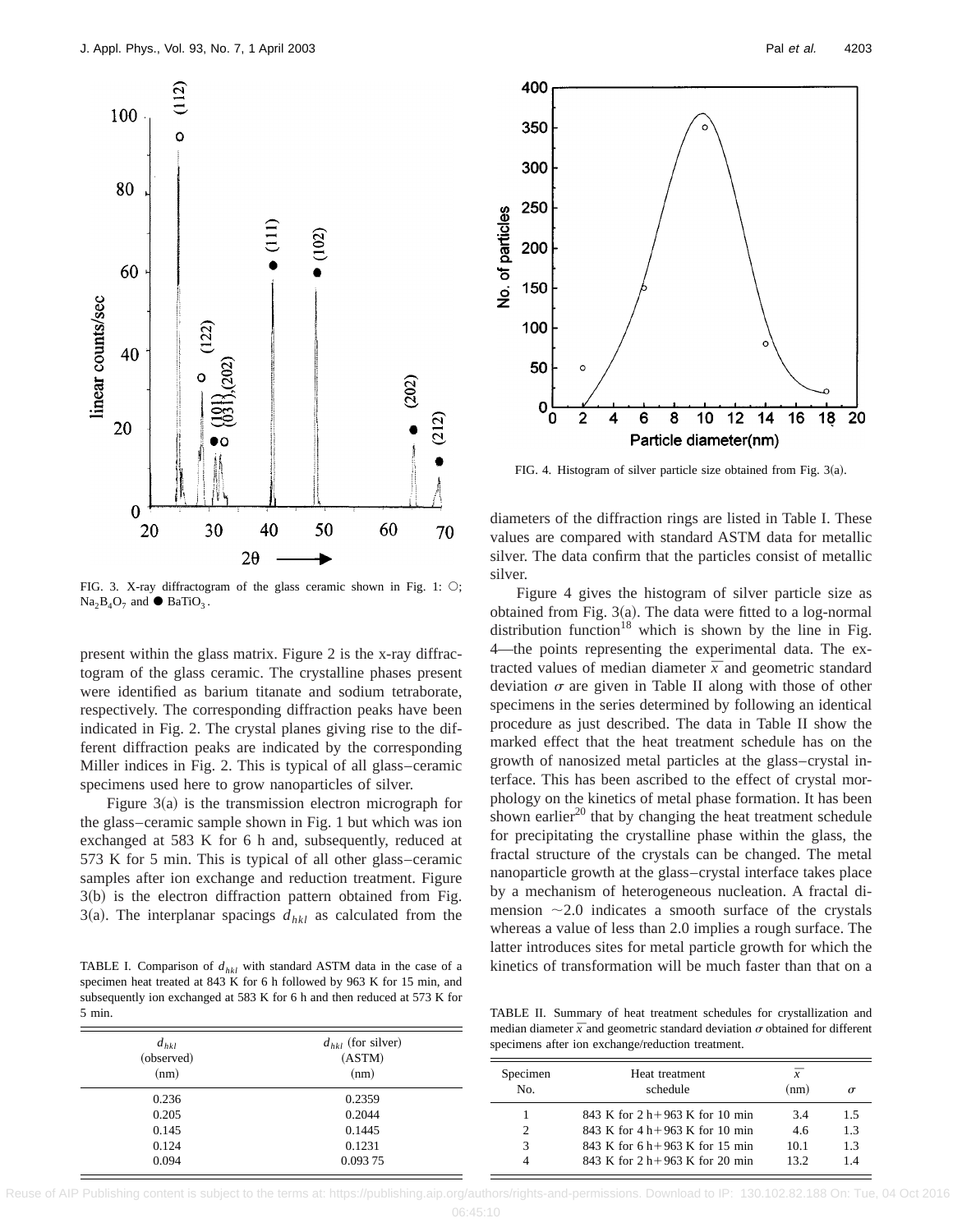FIG. 3. X-ray diffractogram of the glass ceramic shown in Fig. 1: ○; $Na_2B_4O_7$ and ● $BaTiO_3$.

present within the glass matrix. Figure 2 is the x-ray diffractogram of the glass ceramic. The crystalline phases present were identified as barium titanate and sodium tetraborate, respectively. The corresponding diffraction peaks have been indicated in Fig. 2. The crystal planes giving rise to the different diffraction peaks are indicated by the corresponding Miller indices in Fig. 2. This is typical of all glass–ceramic specimens used here to grow nanoparticles of silver.

Figure 3(a) is the transmission electron micrograph for the glass–ceramic sample shown in Fig. 1 but which was ion exchanged at 583 K for 6 h and, subsequently, reduced at 573 K for 5 min. This is typical of all other glass–ceramic samples after ion exchange and reduction treatment. Figure 3(b) is the electron diffraction pattern obtained from Fig. 3(a). The interplanar spacings $d_{hkl}$ as calculated from the diameters of the diffraction rings are listed in Table I. These values are compared with standard ASTM data for metallic silver. The data confirm that the particles consist of metallic silver.

TABLE I. Comparison of $d_{hkl}$ with standard ASTM data in the case of a specimen heat treated at 843 K for 6 h followed by 963 K for 15 min, and subsequently ion exchanged at 583 K for 6 h and then reduced at 573 K for 5 min.

| $d_{hkl}$ (observed) (nm) | $d_{hkl}$ (for silver) (ASTM) (nm) |
|---|---|
| 0.236 | 0.2359 |
| 0.205 | 0.2044 |
| 0.145 | 0.1445 |
| 0.124 | 0.1231 |
| 0.094 | 0.093 75 |

FIG. 4. Histogram of silver particle size obtained from Fig. 3(a).

Figure 4 gives the histogram of silver particle size as obtained from Fig. 3(a). The data were fitted to a log-normal distribution function[18] which is shown by the line in Fig. 4—the points representing the experimental data. The extracted values of median diameter $\bar{x}$ and geometric standard deviation $\sigma$ are given in Table II along with those of other specimens in the series determined by following an identical procedure as just described. The data in Table II show the marked effect that the heat treatment schedule has on the growth of nanosized metal particles at the glass–crystal interface. This has been ascribed to the effect of crystal morphology on the kinetics of metal phase formation. It has been shown earlier[20] that by changing the heat treatment schedule for precipitating the crystalline phase within the glass, the fractal structure of the crystals can be changed. The metal nanoparticle growth at the glass–crystal interface takes place by a mechanism of heterogeneous nucleation. A fractal dimension ~2.0 indicates a smooth surface of the crystals whereas a value of less than 2.0 implies a rough surface. The latter introduces sites for metal particle growth for which the kinetics of transformation will be much faster than that on a

TABLE II. Summary of heat treatment schedules for crystallization and median diameter $\bar{x}$ and geometric standard deviation $\sigma$ obtained for different specimens after ion exchange/reduction treatment.

| Specimen No. | Heat treatment schedule | $\bar{x}$ (nm) | $\sigma$ |
|---|---|---|---|
| 1 | 843 K for 2 h + 963 K for 10 min | 3.4 | 1.5 |
| 2 | 843 K for 4 h + 963 K for 10 min | 4.6 | 1.3 |
| 3 | 843 K for 6 h + 963 K for 15 min | 10.1 | 1.3 |
| 4 | 843 K for 2 h + 963 K for 20 min | 13.2 | 1.4 |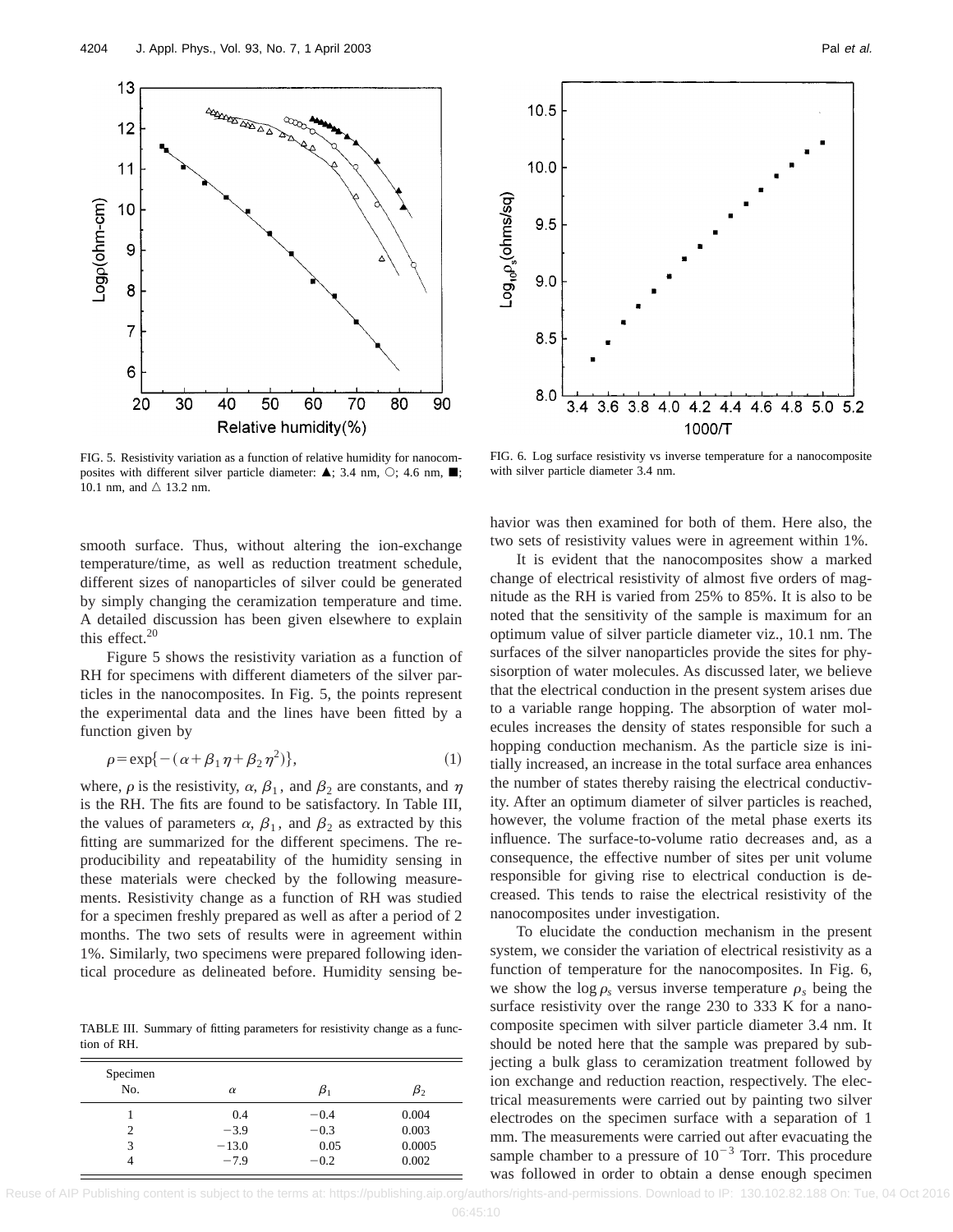FIG. 5. Resistivity variation as a function of relative humidity for nanocomposites with different silver particle diameter: ▲; 3.4 nm, ○; 4.6 nm, ■; 10.1 nm, and △ 13.2 nm.

FIG. 6. Log surface resistivity vs inverse temperature for a nanocomposite with silver particle diameter 3.4 nm.

smooth surface. Thus, without altering the ion-exchange temperature/time, as well as reduction treatment schedule, different sizes of nanoparticles of silver could be generated by simply changing the ceramization temperature and time. A detailed discussion has been given elsewhere to explain this effect.[20]

Figure 5 shows the resistivity variation as a function of RH for specimens with different diameters of the silver particles in the nanocomposites. In Fig. 5, the points represent the experimental data and the lines have been fitted by a function given by

$$\rho = \exp\{-(\alpha + \beta_1 \eta + \beta_2 \eta^2)\}, \tag{1}$$

where, $\rho$ is the resistivity, $\alpha$, $\beta_1$, and $\beta_2$ are constants, and $\eta$ is the RH. The fits are found to be satisfactory. In Table III, the values of parameters $\alpha$, $\beta_1$, and $\beta_2$ as extracted by this fitting are summarized for the different specimens. The reproducibility and repeatability of the humidity sensing in these materials were checked by the following measurements. Resistivity change as a function of RH was studied for a specimen freshly prepared as well as after a period of 2 months. The two sets of results were in agreement within 1%. Similarly, two specimens were prepared following identical procedure as delineated before. Humidity sensing behavior was then examined for both of them. Here also, the two sets of resistivity values were in agreement within 1%.

TABLE III. Summary of fitting parameters for resistivity change as a function of RH.

| Specimen No. | $\alpha$ | $\beta_1$ | $\beta_2$ |
|---|---|---|---|
| 1 | 0.4 | −0.4 | 0.004 |
| 2 | −3.9 | −0.3 | 0.003 |
| 3 | −13.0 | 0.05 | 0.0005 |
| 4 | −7.9 | −0.2 | 0.002 |

It is evident that the nanocomposites show a marked change of electrical resistivity of almost five orders of magnitude as the RH is varied from 25% to 85%. It is also to be noted that the sensitivity of the sample is maximum for an optimum value of silver particle diameter viz., 10.1 nm. The surfaces of the silver nanoparticles provide the sites for physisorption of water molecules. As discussed later, we believe that the electrical conduction in the present system arises due to a variable range hopping. The absorption of water molecules increases the density of states responsible for such a hopping conduction mechanism. As the particle size is initially increased, an increase in the total surface area enhances the number of states thereby raising the electrical conductivity. After an optimum diameter of silver particles is reached, however, the volume fraction of the metal phase exerts its influence. The surface-to-volume ratio decreases and, as a consequence, the effective number of sites per unit volume responsible for giving rise to electrical conduction is decreased. This tends to raise the electrical resistivity of the nanocomposites under investigation.

To elucidate the conduction mechanism in the present system, we consider the variation of electrical resistivity as a function of temperature for the nanocomposites. In Fig. 6, we show the $\log \rho_s$ versus inverse temperature $\rho_s$ being the surface resistivity over the range 230 to 333 K for a nanocomposite specimen with silver particle diameter 3.4 nm. It should be noted here that the sample was prepared by subjecting a bulk glass to ceramization treatment followed by ion exchange and reduction reaction, respectively. The electrical measurements were carried out by painting two silver electrodes on the specimen surface with a separation of 1 mm. The measurements were carried out after evacuating the sample chamber to a pressure of $10^{-3}$ Torr. This procedure was followed in order to obtain a dense enough specimen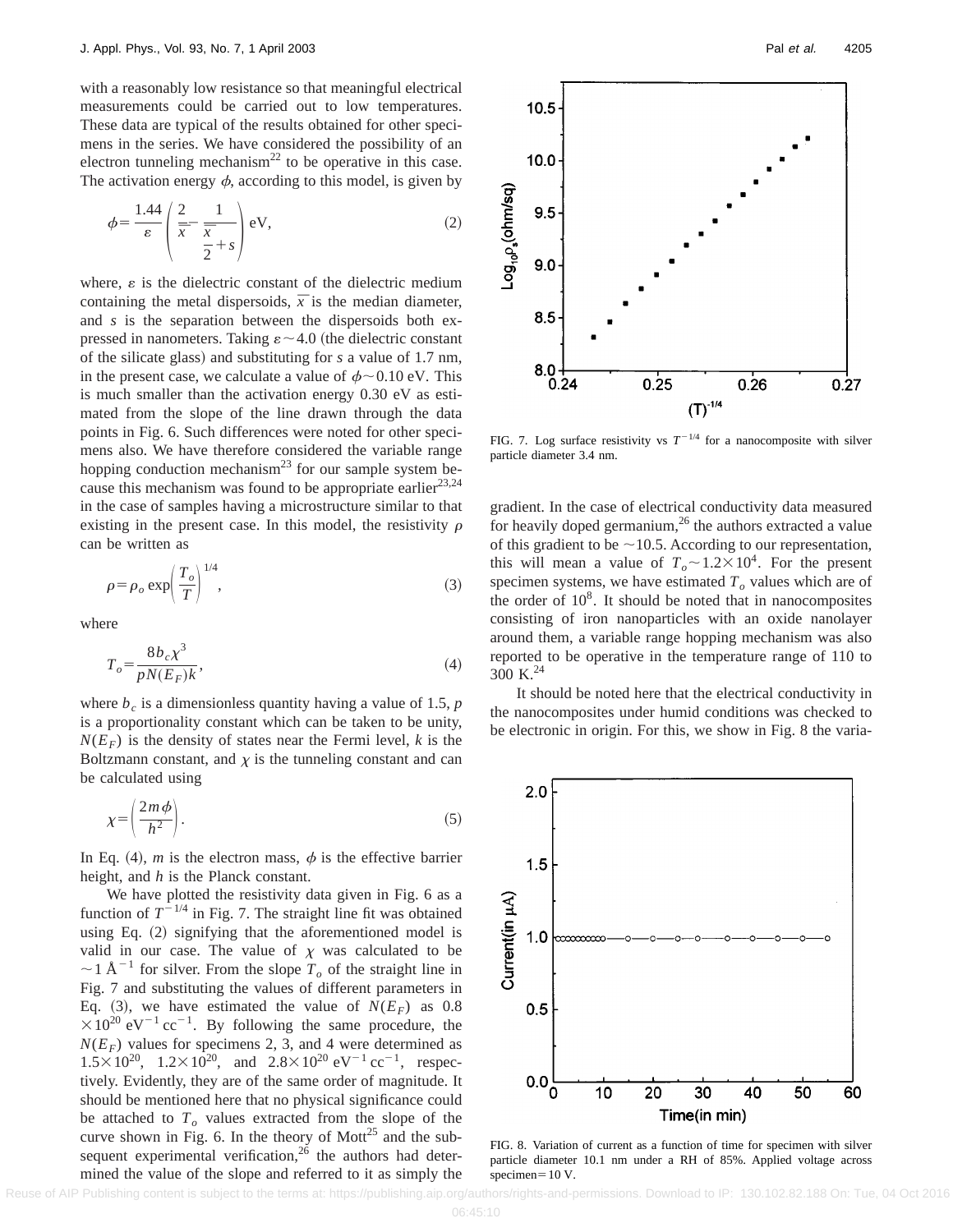with a reasonably low resistance so that meaningful electrical measurements could be carried out to low temperatures. These data are typical of the results obtained for other specimens in the series. We have considered the possibility of an electron tunneling mechanism[22] to be operative in this case. The activation energy $\phi$, according to this model, is given by

$$\phi=\frac{1.44}{\varepsilon}\left(\frac{2}{\bar{x}}-\frac{1}{\frac{\bar{x}}{2}+s}\right)\text{ eV},\tag{2}$$

where, $\varepsilon$ is the dielectric constant of the dielectric medium containing the metal dispersoids, $\bar{x}$ is the median diameter, and $s$ is the separation between the dispersoids both expressed in nanometers. Taking $\varepsilon \sim 4.0$ (the dielectric constant of the silicate glass) and substituting for $s$ a value of 1.7 nm, in the present case, we calculate a value of $\phi \sim 0.10$ eV. This is much smaller than the activation energy 0.30 eV as estimated from the slope of the line drawn through the data points in Fig. 6. Such differences were noted for other specimens also. We have therefore considered the variable range hopping conduction mechanism[23] for our sample system because this mechanism was found to be appropriate earlier[23,24] in the case of samples having a microstructure similar to that existing in the present case. In this model, the resistivity $\rho$ can be written as

$$\rho=\rho_o \exp\left(\frac{T_o}{T}\right)^{1/4},\tag{3}$$

where

$$T_o=\frac{8b_c\chi^3}{pN(E_F)k},\tag{4}$$

where $b_c$ is a dimensionless quantity having a value of 1.5, $p$ is a proportionality constant which can be taken to be unity, $N(E_F)$ is the density of states near the Fermi level, $k$ is the Boltzmann constant, and $\chi$ is the tunneling constant and can be calculated using

$$\chi=\left(\frac{2m\phi}{h^2}\right).\tag{5}$$

In Eq. (4), $m$ is the electron mass, $\phi$ is the effective barrier height, and $h$ is the Planck constant.

We have plotted the resistivity data given in Fig. 6 as a function of $T^{-1/4}$ in Fig. 7. The straight line fit was obtained using Eq. (2) signifying that the aforementioned model is valid in our case. The value of $\chi$ was calculated to be $\sim 1$ Å$^{-1}$ for silver. From the slope $T_o$ of the straight line in Fig. 7 and substituting the values of different parameters in Eq. (3), we have estimated the value of $N(E_F)$ as $0.8 \times 10^{20}$ eV$^{-1}$ cc$^{-1}$. By following the same procedure, the $N(E_F)$ values for specimens 2, 3, and 4 were determined as $1.5\times10^{20}$, $1.2\times10^{20}$, and $2.8\times10^{20}$ eV$^{-1}$ cc$^{-1}$, respectively. Evidently, they are of the same order of magnitude. It should be mentioned here that no physical significance could be attached to $T_o$ values extracted from the slope of the curve shown in Fig. 6. In the theory of Mott[25] and the subsequent experimental verification,[26] the authors had determined the value of the slope and referred to it as simply the gradient. In the case of electrical conductivity data measured for heavily doped germanium,[26] the authors extracted a value of this gradient to be $\sim 10.5$. According to our representation, this will mean a value of $T_o \sim 1.2\times10^4$. For the present specimen systems, we have estimated $T_o$ values which are of the order of $10^8$. It should be noted that in nanocomposites consisting of iron nanoparticles with an oxide nanolayer around them, a variable range hopping mechanism was also reported to be operative in the temperature range of 110 to 300 K.[24]

FIG. 7. Log surface resistivity vs $T^{-1/4}$ for a nanocomposite with silver particle diameter 3.4 nm.

It should be noted here that the electrical conductivity in the nanocomposites under humid conditions was checked to be electronic in origin. For this, we show in Fig. 8 the varia-

FIG. 8. Variation of current as a function of time for specimen with silver particle diameter 10.1 nm under a RH of 85%. Applied voltage across specimen = 10 V.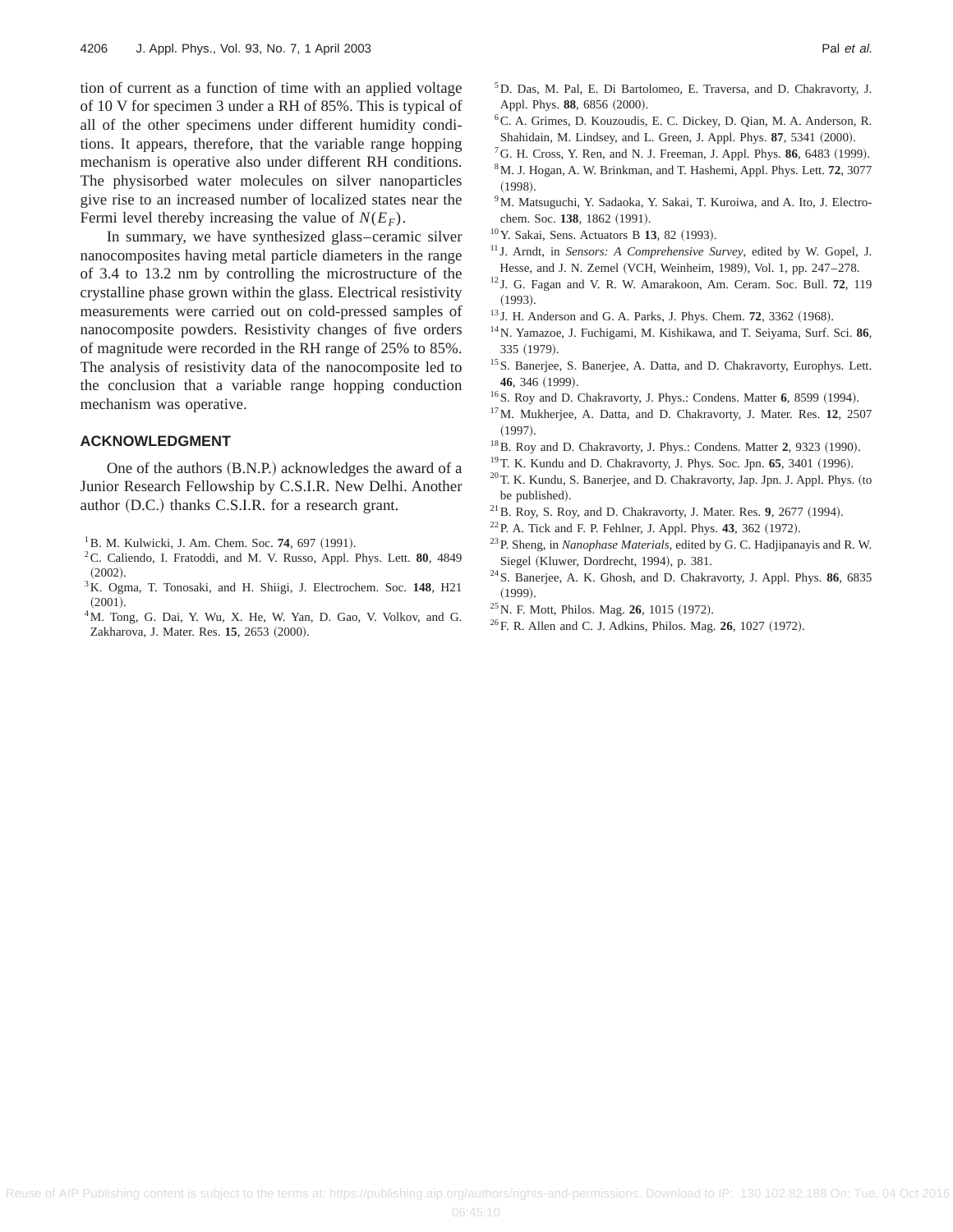tion of current as a function of time with an applied voltage of 10 V for specimen 3 under a RH of 85%. This is typical of all of the other specimens under different humidity conditions. It appears, therefore, that the variable range hopping mechanism is operative also under different RH conditions. The physisorbed water molecules on silver nanoparticles give rise to an increased number of localized states near the Fermi level thereby increasing the value of $N(E_F)$.

In summary, we have synthesized glass–ceramic silver nanocomposites having metal particle diameters in the range of 3.4 to 13.2 nm by controlling the microstructure of the crystalline phase grown within the glass. Electrical resistivity measurements were carried out on cold-pressed samples of nanocomposite powders. Resistivity changes of five orders of magnitude were recorded in the RH range of 25% to 85%. The analysis of resistivity data of the nanocomposite led to the conclusion that a variable range hopping conduction mechanism was operative.

## ACKNOWLEDGMENT

One of the authors (B.N.P.) acknowledges the award of a Junior Research Fellowship by C.S.I.R. New Delhi. Another author (D.C.) thanks C.S.I.R. for a research grant.

[1] B. M. Kulwicki, J. Am. Chem. Soc. **74**, 697 (1991).
[2] C. Caliendo, I. Fratoddi, and M. V. Russo, Appl. Phys. Lett. **80**, 4849 (2002).
[3] K. Ogma, T. Tonosaki, and H. Shiigi, J. Electrochem. Soc. **148**, H21 (2001).
[4] M. Tong, G. Dai, Y. Wu, X. He, W. Yan, D. Gao, V. Volkov, and G. Zakharova, J. Mater. Res. **15**, 2653 (2000).
[5] D. Das, M. Pal, E. Di Bartolomeo, E. Traversa, and D. Chakravorty, J. Appl. Phys. **88**, 6856 (2000).
[6] C. A. Grimes, D. Kouzoudis, E. C. Dickey, D. Qian, M. A. Anderson, R. Shahidain, M. Lindsey, and L. Green, J. Appl. Phys. **87**, 5341 (2000).
[7] G. H. Cross, Y. Ren, and N. J. Freeman, J. Appl. Phys. **86**, 6483 (1999).
[8] M. J. Hogan, A. W. Brinkman, and T. Hashemi, Appl. Phys. Lett. **72**, 3077 (1998).
[9] M. Matsuguchi, Y. Sadaoka, Y. Sakai, T. Kuroiwa, and A. Ito, J. Electrochem. Soc. **138**, 1862 (1991).
[10] Y. Sakai, Sens. Actuators B **13**, 82 (1993).
[11] J. Arndt, in *Sensors: A Comprehensive Survey*, edited by W. Gopel, J. Hesse, and J. N. Zemel (VCH, Weinheim, 1989), Vol. 1, pp. 247–278.
[12] J. G. Fagan and V. R. W. Amarakoon, Am. Ceram. Soc. Bull. **72**, 119 (1993).
[13] J. H. Anderson and G. A. Parks, J. Phys. Chem. **72**, 3362 (1968).
[14] N. Yamazoe, J. Fuchigami, M. Kishikawa, and T. Seiyama, Surf. Sci. **86**, 335 (1979).
[15] S. Banerjee, S. Banerjee, A. Datta, and D. Chakravorty, Europhys. Lett. **46**, 346 (1999).
[16] S. Roy and D. Chakravorty, J. Phys.: Condens. Matter **6**, 8599 (1994).
[17] M. Mukherjee, A. Datta, and D. Chakravorty, J. Mater. Res. **12**, 2507 (1997).
[18] B. Roy and D. Chakravorty, J. Phys.: Condens. Matter **2**, 9323 (1990).
[19] T. K. Kundu and D. Chakravorty, J. Phys. Soc. Jpn. **65**, 3401 (1996).
[20] T. K. Kundu, S. Banerjee, and D. Chakravorty, Jap. Jpn. J. Appl. Phys. (to be published).
[21] B. Roy, S. Roy, and D. Chakravorty, J. Mater. Res. **9**, 2677 (1994).
[22] P. A. Tick and F. P. Fehlner, J. Appl. Phys. **43**, 362 (1972).
[23] P. Sheng, in *Nanophase Materials*, edited by G. C. Hadjipanayis and R. W. Siegel (Kluwer, Dordrecht, 1994), p. 381.
[24] S. Banerjee, A. K. Ghosh, and D. Chakravorty, J. Appl. Phys. **86**, 6835 (1999).
[25] N. F. Mott, Philos. Mag. **26**, 1015 (1972).
[26] F. R. Allen and C. J. Adkins, Philos. Mag. **26**, 1027 (1972).